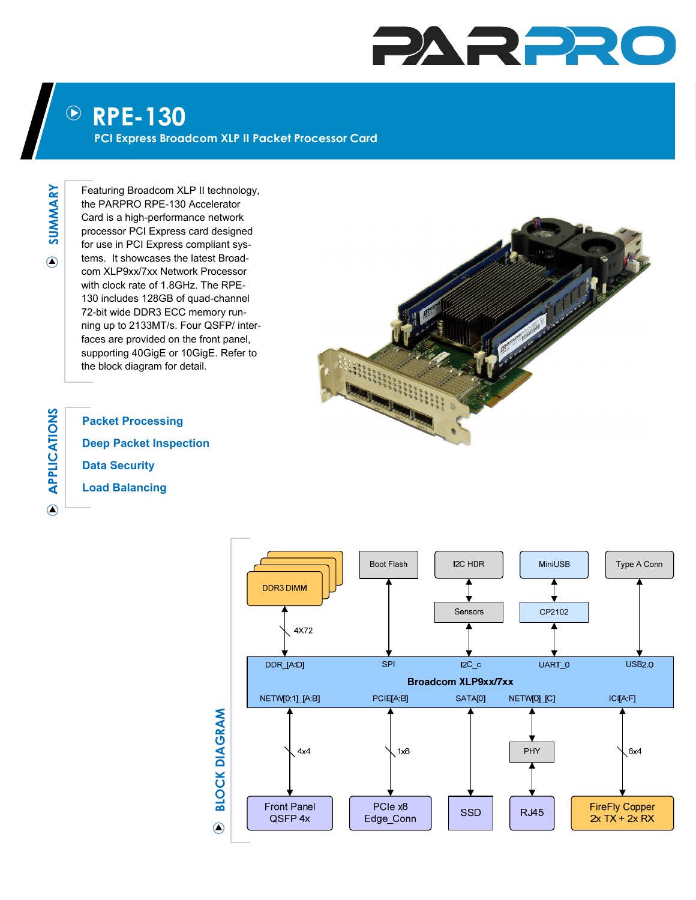# RPE-130

## PCI Express Broadcom XLP II Packet Processor Card

## SUMMARY

Featuring Broadcom XLP II technology, the PARPRO RPE-130 Accelerator Card is a high-performance network processor PCI Express card designed for use in PCI Express compliant systems. It showcases the latest Broadcom XLP9xx/7xx Network Processor with clock rate of 1.8GHz. The RPE-130 includes 128GB of quad-channel 72-bit wide DDR3 ECC memory running up to 2133MT/s. Four QSFP/ interfaces are provided on the front panel, supporting 40GigE or 10GigE. Refer to the block diagram for detail.

## APPLICATIONS

- Packet Processing
- Deep Packet Inspection
- Data Security
- Load Balancing

## BLOCK DIAGRAM

DDR3 DIMM, Boot Flash, I2C HDR, MiniUSB, Type A Conn, Sensors, CP2102, 4X72, DDR_[A:D], SPI, I2C_c, UART_0, USB2.0, Broadcom XLP9xx/7xx, NETW[0:1]_[A:B], PCIE[A:B], SATA[0], NETW[0]_[C], ICI[A:F], 4x4, 1x8, PHY, 6x4, Front Panel QSFP 4x, PCIe x8 Edge_Conn, SSD, RJ45, FireFly Copper 2x TX + 2x RX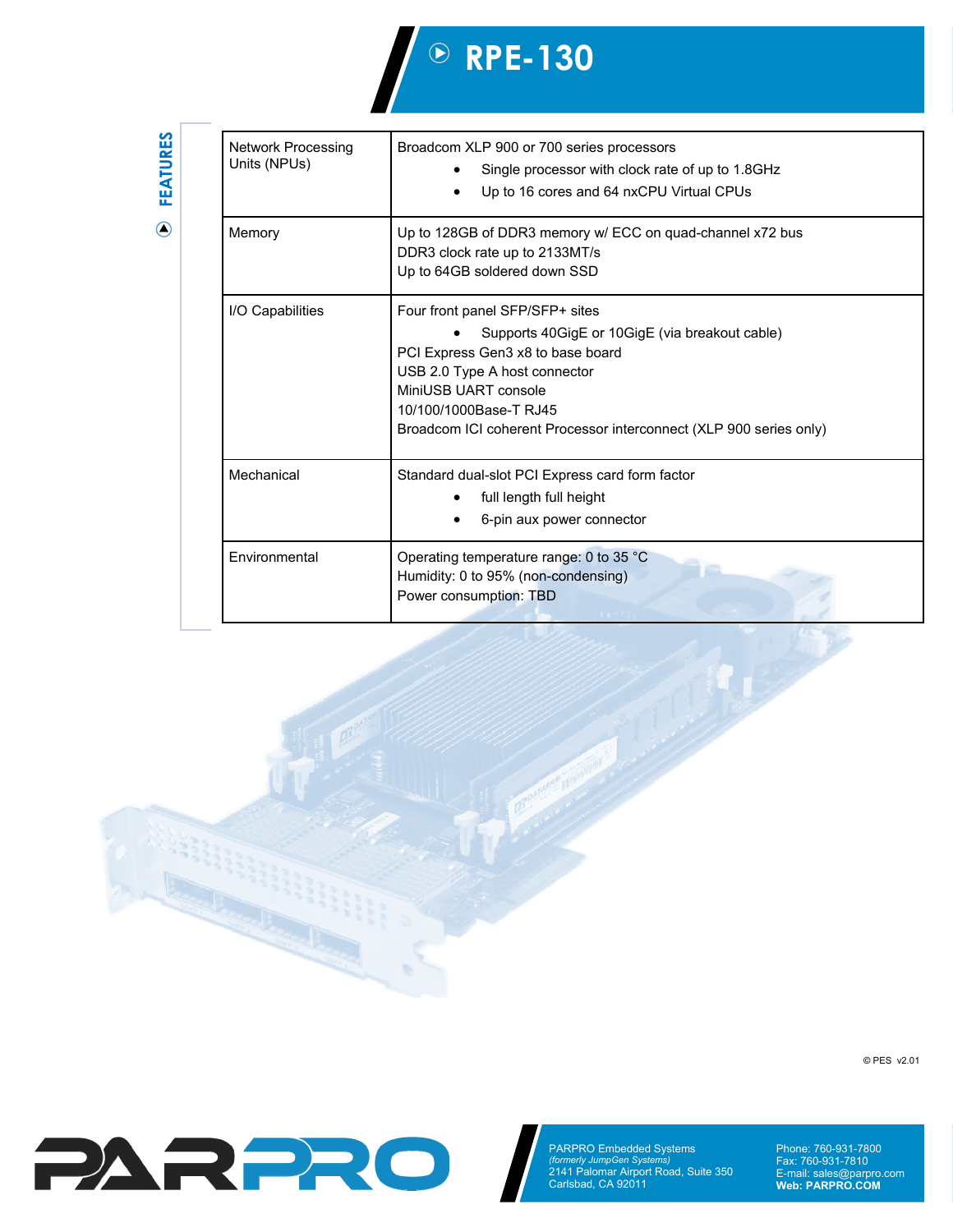# RPE-130

## FEATURES

| | |
|---|---|
| Network Processing Units (NPUs) | Broadcom XLP 900 or 700 series processors<br>• Single processor with clock rate of up to 1.8GHz<br>• Up to 16 cores and 64 nxCPU Virtual CPUs |
| Memory | Up to 128GB of DDR3 memory w/ ECC on quad-channel x72 bus<br>DDR3 clock rate up to 2133MT/s<br>Up to 64GB soldered down SSD |
| I/O Capabilities | Four front panel SFP/SFP+ sites<br>• Supports 40GigE or 10GigE (via breakout cable)<br>PCI Express Gen3 x8 to base board<br>USB 2.0 Type A host connector<br>MiniUSB UART console<br>10/100/1000Base-T RJ45<br>Broadcom ICI coherent Processor interconnect (XLP 900 series only) |
| Mechanical | Standard dual-slot PCI Express card form factor<br>• full length full height<br>• 6-pin aux power connector |
| Environmental | Operating temperature range: 0 to 35 °C<br>Humidity: 0 to 95% (non-condensing)<br>Power consumption: TBD |

© PES v2.01

PARPRO

PARPRO Embedded Systems
*(formerly JumpGen Systems)*
2141 Palomar Airport Road, Suite 350
Carlsbad, CA 92011

Phone: 760-931-7800
Fax: 760-931-7810
E-mail: sales@parpro.com
**Web: PARPRO.COM**